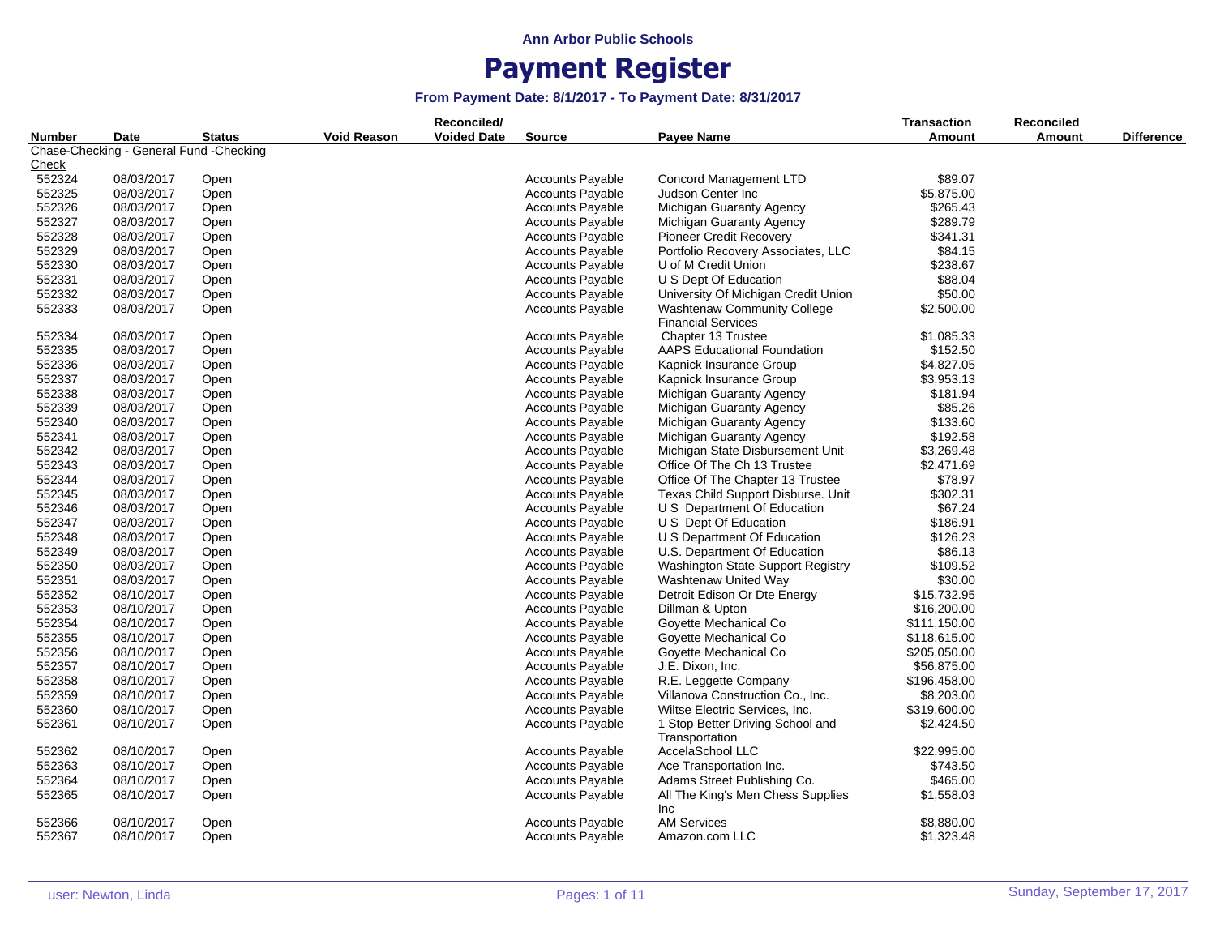**Ann Arbor Public Schools**

# Payment Register

### From Payment Date: 8/1/2017 - To Payment Date: 8/31/2017

| Number | Date | Status | Void Reason | Reconciled/ Voided Date | Source | Payee Name | Transaction Amount | Reconciled Amount | Difference |
|---|---|---|---|---|---|---|---|---|---|
| Chase-Checking - General Fund -Checking | | | | | | | | | |
| Check | | | | | | | | | |
| 552324 | 08/03/2017 | Open | | | Accounts Payable | Concord Management LTD | $89.07 | | |
| 552325 | 08/03/2017 | Open | | | Accounts Payable | Judson Center Inc | $5,875.00 | | |
| 552326 | 08/03/2017 | Open | | | Accounts Payable | Michigan Guaranty Agency | $265.43 | | |
| 552327 | 08/03/2017 | Open | | | Accounts Payable | Michigan Guaranty Agency | $289.79 | | |
| 552328 | 08/03/2017 | Open | | | Accounts Payable | Pioneer Credit Recovery | $341.31 | | |
| 552329 | 08/03/2017 | Open | | | Accounts Payable | Portfolio Recovery Associates, LLC | $84.15 | | |
| 552330 | 08/03/2017 | Open | | | Accounts Payable | U of M Credit Union | $238.67 | | |
| 552331 | 08/03/2017 | Open | | | Accounts Payable | U S Dept Of Education | $88.04 | | |
| 552332 | 08/03/2017 | Open | | | Accounts Payable | University Of Michigan Credit Union | $50.00 | | |
| 552333 | 08/03/2017 | Open | | | Accounts Payable | Washtenaw Community College Financial Services | $2,500.00 | | |
| 552334 | 08/03/2017 | Open | | | Accounts Payable | Chapter 13 Trustee | $1,085.33 | | |
| 552335 | 08/03/2017 | Open | | | Accounts Payable | AAPS Educational Foundation | $152.50 | | |
| 552336 | 08/03/2017 | Open | | | Accounts Payable | Kapnick Insurance Group | $4,827.05 | | |
| 552337 | 08/03/2017 | Open | | | Accounts Payable | Kapnick Insurance Group | $3,953.13 | | |
| 552338 | 08/03/2017 | Open | | | Accounts Payable | Michigan Guaranty Agency | $181.94 | | |
| 552339 | 08/03/2017 | Open | | | Accounts Payable | Michigan Guaranty Agency | $85.26 | | |
| 552340 | 08/03/2017 | Open | | | Accounts Payable | Michigan Guaranty Agency | $133.60 | | |
| 552341 | 08/03/2017 | Open | | | Accounts Payable | Michigan Guaranty Agency | $192.58 | | |
| 552342 | 08/03/2017 | Open | | | Accounts Payable | Michigan State Disbursement Unit | $3,269.48 | | |
| 552343 | 08/03/2017 | Open | | | Accounts Payable | Office Of The Ch 13 Trustee | $2,471.69 | | |
| 552344 | 08/03/2017 | Open | | | Accounts Payable | Office Of The Chapter 13 Trustee | $78.97 | | |
| 552345 | 08/03/2017 | Open | | | Accounts Payable | Texas Child Support Disburse. Unit | $302.31 | | |
| 552346 | 08/03/2017 | Open | | | Accounts Payable | U S Department Of Education | $67.24 | | |
| 552347 | 08/03/2017 | Open | | | Accounts Payable | U S Dept Of Education | $186.91 | | |
| 552348 | 08/03/2017 | Open | | | Accounts Payable | U S Department Of Education | $126.23 | | |
| 552349 | 08/03/2017 | Open | | | Accounts Payable | U.S. Department Of Education | $86.13 | | |
| 552350 | 08/03/2017 | Open | | | Accounts Payable | Washington State Support Registry | $109.52 | | |
| 552351 | 08/03/2017 | Open | | | Accounts Payable | Washtenaw United Way | $30.00 | | |
| 552352 | 08/10/2017 | Open | | | Accounts Payable | Detroit Edison Or Dte Energy | $15,732.95 | | |
| 552353 | 08/10/2017 | Open | | | Accounts Payable | Dillman & Upton | $16,200.00 | | |
| 552354 | 08/10/2017 | Open | | | Accounts Payable | Goyette Mechanical Co | $111,150.00 | | |
| 552355 | 08/10/2017 | Open | | | Accounts Payable | Goyette Mechanical Co | $118,615.00 | | |
| 552356 | 08/10/2017 | Open | | | Accounts Payable | Goyette Mechanical Co | $205,050.00 | | |
| 552357 | 08/10/2017 | Open | | | Accounts Payable | J.E. Dixon, Inc. | $56,875.00 | | |
| 552358 | 08/10/2017 | Open | | | Accounts Payable | R.E. Leggette Company | $196,458.00 | | |
| 552359 | 08/10/2017 | Open | | | Accounts Payable | Villanova Construction Co., Inc. | $8,203.00 | | |
| 552360 | 08/10/2017 | Open | | | Accounts Payable | Wiltse Electric Services, Inc. | $319,600.00 | | |
| 552361 | 08/10/2017 | Open | | | Accounts Payable | 1 Stop Better Driving School and Transportation | $2,424.50 | | |
| 552362 | 08/10/2017 | Open | | | Accounts Payable | AccelaSchool LLC | $22,995.00 | | |
| 552363 | 08/10/2017 | Open | | | Accounts Payable | Ace Transportation Inc. | $743.50 | | |
| 552364 | 08/10/2017 | Open | | | Accounts Payable | Adams Street Publishing Co. | $465.00 | | |
| 552365 | 08/10/2017 | Open | | | Accounts Payable | All The King's Men Chess Supplies Inc | $1,558.03 | | |
| 552366 | 08/10/2017 | Open | | | Accounts Payable | AM Services | $8,880.00 | | |
| 552367 | 08/10/2017 | Open | | | Accounts Payable | Amazon.com LLC | $1,323.48 | | |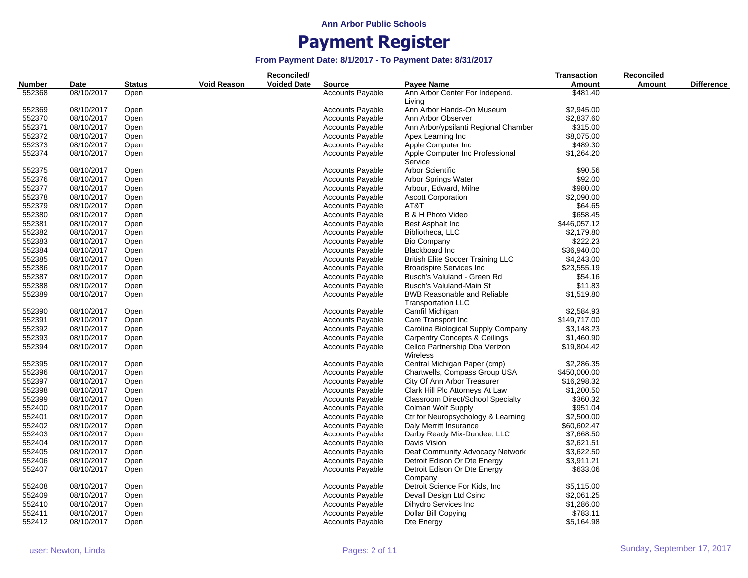**Ann Arbor Public Schools**

# Payment Register

### From Payment Date: 8/1/2017 - To Payment Date: 8/31/2017

| Number | Date | Status | Void Reason | Reconciled/ Voided Date | Source | Payee Name | Transaction Amount | Reconciled Amount | Difference |
|---|---|---|---|---|---|---|---|---|---|
| 552368 | 08/10/2017 | Open | | | Accounts Payable | Ann Arbor Center For Independ. Living | $481.40 | | |
| 552369 | 08/10/2017 | Open | | | Accounts Payable | Ann Arbor Hands-On Museum | $2,945.00 | | |
| 552370 | 08/10/2017 | Open | | | Accounts Payable | Ann Arbor Observer | $2,837.60 | | |
| 552371 | 08/10/2017 | Open | | | Accounts Payable | Ann Arbor/ypsilanti Regional Chamber | $315.00 | | |
| 552372 | 08/10/2017 | Open | | | Accounts Payable | Apex Learning Inc | $8,075.00 | | |
| 552373 | 08/10/2017 | Open | | | Accounts Payable | Apple Computer Inc | $489.30 | | |
| 552374 | 08/10/2017 | Open | | | Accounts Payable | Apple Computer Inc Professional Service | $1,264.20 | | |
| 552375 | 08/10/2017 | Open | | | Accounts Payable | Arbor Scientific | $90.56 | | |
| 552376 | 08/10/2017 | Open | | | Accounts Payable | Arbor Springs Water | $92.00 | | |
| 552377 | 08/10/2017 | Open | | | Accounts Payable | Arbour, Edward, Milne | $980.00 | | |
| 552378 | 08/10/2017 | Open | | | Accounts Payable | Ascott Corporation | $2,090.00 | | |
| 552379 | 08/10/2017 | Open | | | Accounts Payable | AT&T | $64.65 | | |
| 552380 | 08/10/2017 | Open | | | Accounts Payable | B & H Photo Video | $658.45 | | |
| 552381 | 08/10/2017 | Open | | | Accounts Payable | Best Asphalt Inc | $446,057.12 | | |
| 552382 | 08/10/2017 | Open | | | Accounts Payable | Bibliotheca, LLC | $2,179.80 | | |
| 552383 | 08/10/2017 | Open | | | Accounts Payable | Bio Company | $222.23 | | |
| 552384 | 08/10/2017 | Open | | | Accounts Payable | Blackboard Inc | $36,940.00 | | |
| 552385 | 08/10/2017 | Open | | | Accounts Payable | British Elite Soccer Training LLC | $4,243.00 | | |
| 552386 | 08/10/2017 | Open | | | Accounts Payable | Broadspire Services Inc | $23,555.19 | | |
| 552387 | 08/10/2017 | Open | | | Accounts Payable | Busch's Valuland - Green Rd | $54.16 | | |
| 552388 | 08/10/2017 | Open | | | Accounts Payable | Busch's Valuland-Main St | $11.83 | | |
| 552389 | 08/10/2017 | Open | | | Accounts Payable | BWB Reasonable and Reliable Transportation LLC | $1,519.80 | | |
| 552390 | 08/10/2017 | Open | | | Accounts Payable | Camfil Michigan | $2,584.93 | | |
| 552391 | 08/10/2017 | Open | | | Accounts Payable | Care Transport Inc | $149,717.00 | | |
| 552392 | 08/10/2017 | Open | | | Accounts Payable | Carolina Biological Supply Company | $3,148.23 | | |
| 552393 | 08/10/2017 | Open | | | Accounts Payable | Carpentry Concepts & Ceilings | $1,460.90 | | |
| 552394 | 08/10/2017 | Open | | | Accounts Payable | Cellco Partnership Dba Verizon Wireless | $19,804.42 | | |
| 552395 | 08/10/2017 | Open | | | Accounts Payable | Central Michigan Paper (cmp) | $2,286.35 | | |
| 552396 | 08/10/2017 | Open | | | Accounts Payable | Chartwells, Compass Group USA | $450,000.00 | | |
| 552397 | 08/10/2017 | Open | | | Accounts Payable | City Of Ann Arbor Treasurer | $16,298.32 | | |
| 552398 | 08/10/2017 | Open | | | Accounts Payable | Clark Hill Plc Attorneys At Law | $1,200.50 | | |
| 552399 | 08/10/2017 | Open | | | Accounts Payable | Classroom Direct/School Specialty | $360.32 | | |
| 552400 | 08/10/2017 | Open | | | Accounts Payable | Colman Wolf Supply | $951.04 | | |
| 552401 | 08/10/2017 | Open | | | Accounts Payable | Ctr for Neuropsychology & Learning | $2,500.00 | | |
| 552402 | 08/10/2017 | Open | | | Accounts Payable | Daly Merritt Insurance | $60,602.47 | | |
| 552403 | 08/10/2017 | Open | | | Accounts Payable | Darby Ready Mix-Dundee, LLC | $7,668.50 | | |
| 552404 | 08/10/2017 | Open | | | Accounts Payable | Davis Vision | $2,621.51 | | |
| 552405 | 08/10/2017 | Open | | | Accounts Payable | Deaf Community Advocacy Network | $3,622.50 | | |
| 552406 | 08/10/2017 | Open | | | Accounts Payable | Detroit Edison Or Dte Energy | $3,911.21 | | |
| 552407 | 08/10/2017 | Open | | | Accounts Payable | Detroit Edison Or Dte Energy Company | $633.06 | | |
| 552408 | 08/10/2017 | Open | | | Accounts Payable | Detroit Science For Kids, Inc | $5,115.00 | | |
| 552409 | 08/10/2017 | Open | | | Accounts Payable | Devall Design Ltd Csinc | $2,061.25 | | |
| 552410 | 08/10/2017 | Open | | | Accounts Payable | Dihydro Services Inc | $1,286.00 | | |
| 552411 | 08/10/2017 | Open | | | Accounts Payable | Dollar Bill Copying | $783.11 | | |
| 552412 | 08/10/2017 | Open | | | Accounts Payable | Dte Energy | $5,164.98 | | |

user: Newton, Linda

Sunday, September 17, 2017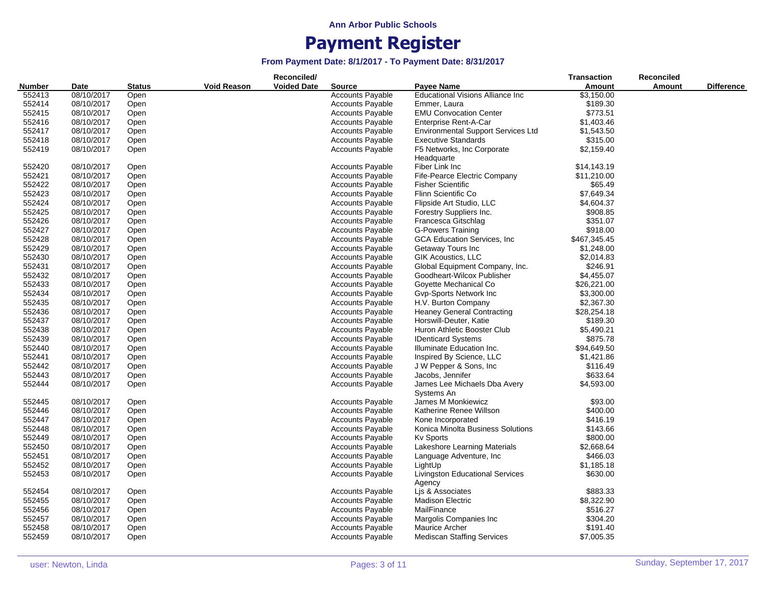# Ann Arbor Public Schools

# Payment Register

### From Payment Date: 8/1/2017 - To Payment Date: 8/31/2017

| Number | Date | Status | Void Reason | Reconciled/ Voided Date | Source | Payee Name | Transaction Amount | Reconciled Amount | Difference |
|---|---|---|---|---|---|---|---|---|---|
| 552413 | 08/10/2017 | Open | | | Accounts Payable | Educational Visions Alliance Inc | $3,150.00 | | |
| 552414 | 08/10/2017 | Open | | | Accounts Payable | Emmer, Laura | $189.30 | | |
| 552415 | 08/10/2017 | Open | | | Accounts Payable | EMU Convocation Center | $773.51 | | |
| 552416 | 08/10/2017 | Open | | | Accounts Payable | Enterprise Rent-A-Car | $1,403.46 | | |
| 552417 | 08/10/2017 | Open | | | Accounts Payable | Environmental Support Services Ltd | $1,543.50 | | |
| 552418 | 08/10/2017 | Open | | | Accounts Payable | Executive Standards | $315.00 | | |
| 552419 | 08/10/2017 | Open | | | Accounts Payable | F5 Networks, Inc Corporate Headquarte | $2,159.40 | | |
| 552420 | 08/10/2017 | Open | | | Accounts Payable | Fiber Link Inc | $14,143.19 | | |
| 552421 | 08/10/2017 | Open | | | Accounts Payable | Fife-Pearce Electric Company | $11,210.00 | | |
| 552422 | 08/10/2017 | Open | | | Accounts Payable | Fisher Scientific | $65.49 | | |
| 552423 | 08/10/2017 | Open | | | Accounts Payable | Flinn Scientific Co | $7,649.34 | | |
| 552424 | 08/10/2017 | Open | | | Accounts Payable | Flipside Art Studio, LLC | $4,604.37 | | |
| 552425 | 08/10/2017 | Open | | | Accounts Payable | Forestry Suppliers Inc. | $908.85 | | |
| 552426 | 08/10/2017 | Open | | | Accounts Payable | Francesca Gitschlag | $351.07 | | |
| 552427 | 08/10/2017 | Open | | | Accounts Payable | G-Powers Training | $918.00 | | |
| 552428 | 08/10/2017 | Open | | | Accounts Payable | GCA Education Services, Inc | $467,345.45 | | |
| 552429 | 08/10/2017 | Open | | | Accounts Payable | Getaway Tours Inc | $1,248.00 | | |
| 552430 | 08/10/2017 | Open | | | Accounts Payable | GIK Acoustics, LLC | $2,014.83 | | |
| 552431 | 08/10/2017 | Open | | | Accounts Payable | Global Equipment Company, Inc. | $246.91 | | |
| 552432 | 08/10/2017 | Open | | | Accounts Payable | Goodheart-Wilcox Publisher | $4,455.07 | | |
| 552433 | 08/10/2017 | Open | | | Accounts Payable | Goyette Mechanical Co | $26,221.00 | | |
| 552434 | 08/10/2017 | Open | | | Accounts Payable | Gvp-Sports Network Inc | $3,300.00 | | |
| 552435 | 08/10/2017 | Open | | | Accounts Payable | H.V. Burton Company | $2,367.30 | | |
| 552436 | 08/10/2017 | Open | | | Accounts Payable | Heaney General Contracting | $28,254.18 | | |
| 552437 | 08/10/2017 | Open | | | Accounts Payable | Horswill-Deuter, Katie | $189.30 | | |
| 552438 | 08/10/2017 | Open | | | Accounts Payable | Huron Athletic Booster Club | $5,490.21 | | |
| 552439 | 08/10/2017 | Open | | | Accounts Payable | IDenticard Systems | $875.78 | | |
| 552440 | 08/10/2017 | Open | | | Accounts Payable | Illuminate Education Inc. | $94,649.50 | | |
| 552441 | 08/10/2017 | Open | | | Accounts Payable | Inspired By Science, LLC | $1,421.86 | | |
| 552442 | 08/10/2017 | Open | | | Accounts Payable | J W Pepper & Sons, Inc | $116.49 | | |
| 552443 | 08/10/2017 | Open | | | Accounts Payable | Jacobs, Jennifer | $633.64 | | |
| 552444 | 08/10/2017 | Open | | | Accounts Payable | James Lee Michaels Dba Avery Systems An | $4,593.00 | | |
| 552445 | 08/10/2017 | Open | | | Accounts Payable | James M Monkiewicz | $93.00 | | |
| 552446 | 08/10/2017 | Open | | | Accounts Payable | Katherine Renee Willson | $400.00 | | |
| 552447 | 08/10/2017 | Open | | | Accounts Payable | Kone Incorporated | $416.19 | | |
| 552448 | 08/10/2017 | Open | | | Accounts Payable | Konica Minolta Business Solutions | $143.66 | | |
| 552449 | 08/10/2017 | Open | | | Accounts Payable | Kv Sports | $800.00 | | |
| 552450 | 08/10/2017 | Open | | | Accounts Payable | Lakeshore Learning Materials | $2,668.64 | | |
| 552451 | 08/10/2017 | Open | | | Accounts Payable | Language Adventure, Inc | $466.03 | | |
| 552452 | 08/10/2017 | Open | | | Accounts Payable | LightUp | $1,185.18 | | |
| 552453 | 08/10/2017 | Open | | | Accounts Payable | Livingston Educational Services Agency | $630.00 | | |
| 552454 | 08/10/2017 | Open | | | Accounts Payable | Ljs & Associates | $883.33 | | |
| 552455 | 08/10/2017 | Open | | | Accounts Payable | Madison Electric | $8,322.90 | | |
| 552456 | 08/10/2017 | Open | | | Accounts Payable | MailFinance | $516.27 | | |
| 552457 | 08/10/2017 | Open | | | Accounts Payable | Margolis Companies Inc | $304.20 | | |
| 552458 | 08/10/2017 | Open | | | Accounts Payable | Maurice Archer | $191.40 | | |
| 552459 | 08/10/2017 | Open | | | Accounts Payable | Mediscan Staffing Services | $7,005.35 | | |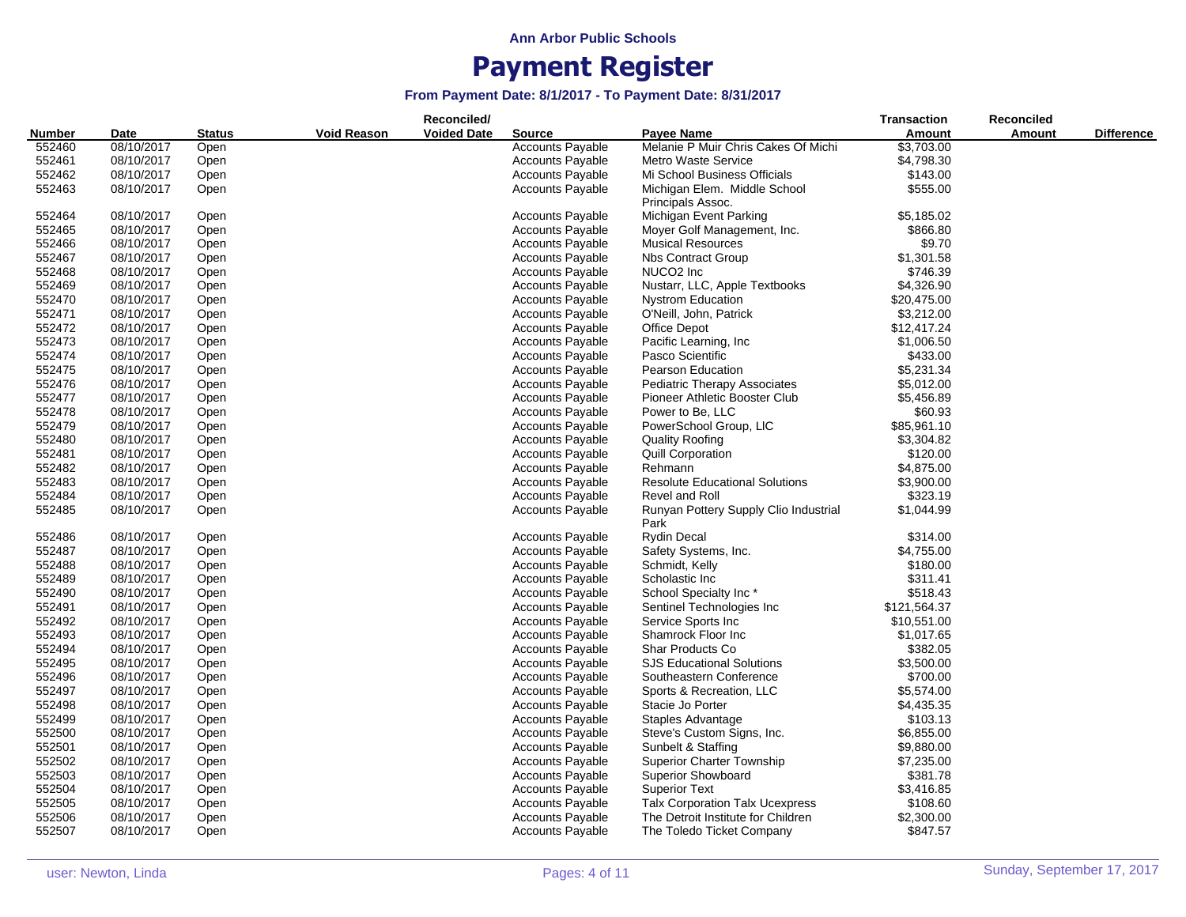**Ann Arbor Public Schools**

# Payment Register

**From Payment Date: 8/1/2017 - To Payment Date: 8/31/2017**

| Number | Date | Status | Void Reason | Reconciled/ Voided Date | Source | Payee Name | Transaction Amount | Reconciled Amount | Difference |
|---|---|---|---|---|---|---|---|---|---|
| 552460 | 08/10/2017 | Open | | | Accounts Payable | Melanie P Muir Chris Cakes Of Michi | $3,703.00 | | |
| 552461 | 08/10/2017 | Open | | | Accounts Payable | Metro Waste Service | $4,798.30 | | |
| 552462 | 08/10/2017 | Open | | | Accounts Payable | Mi School Business Officials | $143.00 | | |
| 552463 | 08/10/2017 | Open | | | Accounts Payable | Michigan Elem. Middle School Principals Assoc. | $555.00 | | |
| 552464 | 08/10/2017 | Open | | | Accounts Payable | Michigan Event Parking | $5,185.02 | | |
| 552465 | 08/10/2017 | Open | | | Accounts Payable | Moyer Golf Management, Inc. | $866.80 | | |
| 552466 | 08/10/2017 | Open | | | Accounts Payable | Musical Resources | $9.70 | | |
| 552467 | 08/10/2017 | Open | | | Accounts Payable | Nbs Contract Group | $1,301.58 | | |
| 552468 | 08/10/2017 | Open | | | Accounts Payable | NUCO2 Inc | $746.39 | | |
| 552469 | 08/10/2017 | Open | | | Accounts Payable | Nustarr, LLC, Apple Textbooks | $4,326.90 | | |
| 552470 | 08/10/2017 | Open | | | Accounts Payable | Nystrom Education | $20,475.00 | | |
| 552471 | 08/10/2017 | Open | | | Accounts Payable | O'Neill, John, Patrick | $3,212.00 | | |
| 552472 | 08/10/2017 | Open | | | Accounts Payable | Office Depot | $12,417.24 | | |
| 552473 | 08/10/2017 | Open | | | Accounts Payable | Pacific Learning, Inc | $1,006.50 | | |
| 552474 | 08/10/2017 | Open | | | Accounts Payable | Pasco Scientific | $433.00 | | |
| 552475 | 08/10/2017 | Open | | | Accounts Payable | Pearson Education | $5,231.34 | | |
| 552476 | 08/10/2017 | Open | | | Accounts Payable | Pediatric Therapy Associates | $5,012.00 | | |
| 552477 | 08/10/2017 | Open | | | Accounts Payable | Pioneer Athletic Booster Club | $5,456.89 | | |
| 552478 | 08/10/2017 | Open | | | Accounts Payable | Power to Be, LLC | $60.93 | | |
| 552479 | 08/10/2017 | Open | | | Accounts Payable | PowerSchool Group, LlC | $85,961.10 | | |
| 552480 | 08/10/2017 | Open | | | Accounts Payable | Quality Roofing | $3,304.82 | | |
| 552481 | 08/10/2017 | Open | | | Accounts Payable | Quill Corporation | $120.00 | | |
| 552482 | 08/10/2017 | Open | | | Accounts Payable | Rehmann | $4,875.00 | | |
| 552483 | 08/10/2017 | Open | | | Accounts Payable | Resolute Educational Solutions | $3,900.00 | | |
| 552484 | 08/10/2017 | Open | | | Accounts Payable | Revel and Roll | $323.19 | | |
| 552485 | 08/10/2017 | Open | | | Accounts Payable | Runyan Pottery Supply Clio Industrial Park | $1,044.99 | | |
| 552486 | 08/10/2017 | Open | | | Accounts Payable | Rydin Decal | $314.00 | | |
| 552487 | 08/10/2017 | Open | | | Accounts Payable | Safety Systems, Inc. | $4,755.00 | | |
| 552488 | 08/10/2017 | Open | | | Accounts Payable | Schmidt, Kelly | $180.00 | | |
| 552489 | 08/10/2017 | Open | | | Accounts Payable | Scholastic Inc | $311.41 | | |
| 552490 | 08/10/2017 | Open | | | Accounts Payable | School Specialty Inc * | $518.43 | | |
| 552491 | 08/10/2017 | Open | | | Accounts Payable | Sentinel Technologies Inc | $121,564.37 | | |
| 552492 | 08/10/2017 | Open | | | Accounts Payable | Service Sports Inc | $10,551.00 | | |
| 552493 | 08/10/2017 | Open | | | Accounts Payable | Shamrock Floor Inc | $1,017.65 | | |
| 552494 | 08/10/2017 | Open | | | Accounts Payable | Shar Products Co | $382.05 | | |
| 552495 | 08/10/2017 | Open | | | Accounts Payable | SJS Educational Solutions | $3,500.00 | | |
| 552496 | 08/10/2017 | Open | | | Accounts Payable | Southeastern Conference | $700.00 | | |
| 552497 | 08/10/2017 | Open | | | Accounts Payable | Sports & Recreation, LLC | $5,574.00 | | |
| 552498 | 08/10/2017 | Open | | | Accounts Payable | Stacie Jo Porter | $4,435.35 | | |
| 552499 | 08/10/2017 | Open | | | Accounts Payable | Staples Advantage | $103.13 | | |
| 552500 | 08/10/2017 | Open | | | Accounts Payable | Steve's Custom Signs, Inc. | $6,855.00 | | |
| 552501 | 08/10/2017 | Open | | | Accounts Payable | Sunbelt & Staffing | $9,880.00 | | |
| 552502 | 08/10/2017 | Open | | | Accounts Payable | Superior Charter Township | $7,235.00 | | |
| 552503 | 08/10/2017 | Open | | | Accounts Payable | Superior Showboard | $381.78 | | |
| 552504 | 08/10/2017 | Open | | | Accounts Payable | Superior Text | $3,416.85 | | |
| 552505 | 08/10/2017 | Open | | | Accounts Payable | Talx Corporation Talx Ucexpress | $108.60 | | |
| 552506 | 08/10/2017 | Open | | | Accounts Payable | The Detroit Institute for Children | $2,300.00 | | |
| 552507 | 08/10/2017 | Open | | | Accounts Payable | The Toledo Ticket Company | $847.57 | | |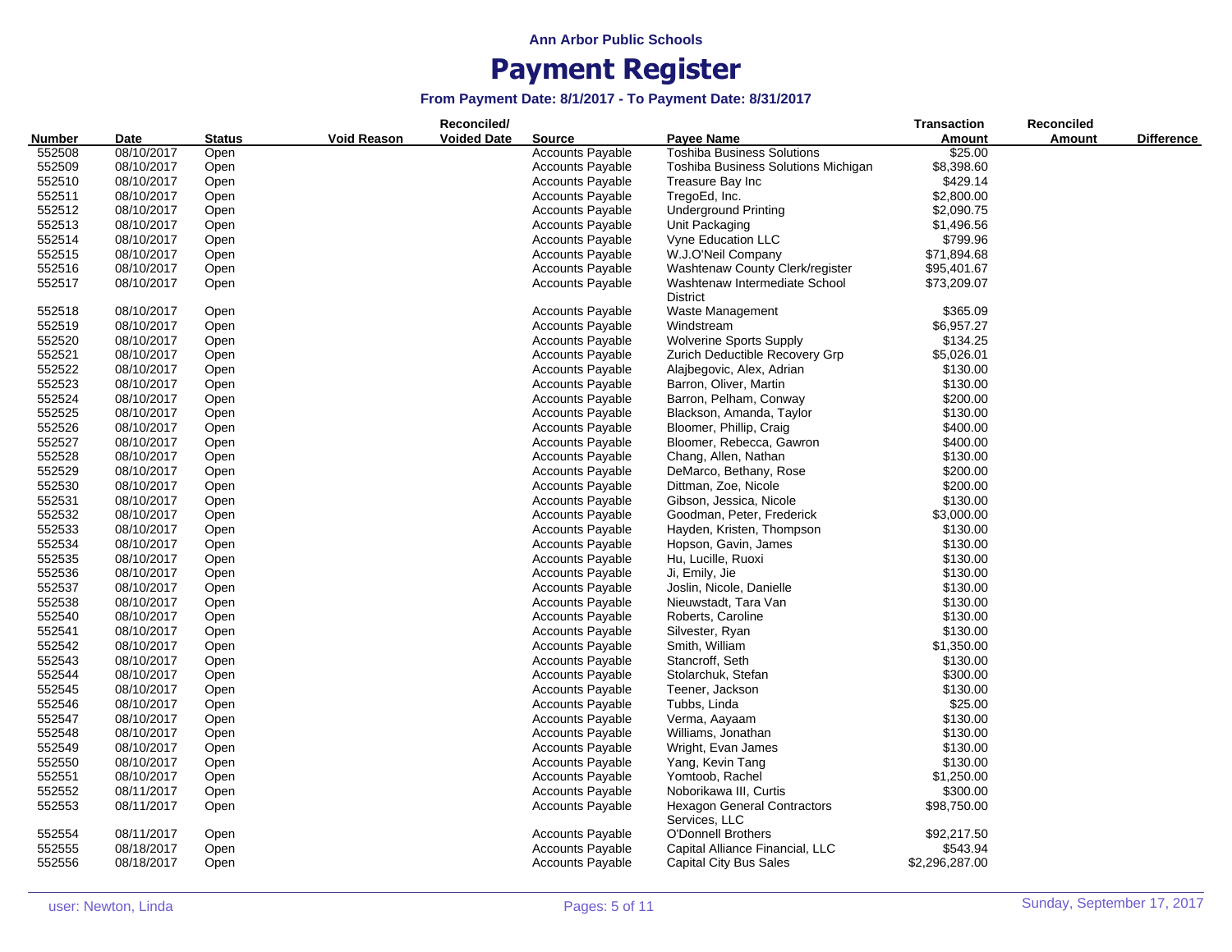**Ann Arbor Public Schools**

# Payment Register

### From Payment Date: 8/1/2017 - To Payment Date: 8/31/2017

| Number | Date | Status | Void Reason | Reconciled/ Voided Date | Source | Payee Name | Transaction Amount | Reconciled Amount | Difference |
|---|---|---|---|---|---|---|---|---|---|
| 552508 | 08/10/2017 | Open | | | Accounts Payable | Toshiba Business Solutions | $25.00 | | |
| 552509 | 08/10/2017 | Open | | | Accounts Payable | Toshiba Business Solutions Michigan | $8,398.60 | | |
| 552510 | 08/10/2017 | Open | | | Accounts Payable | Treasure Bay Inc | $429.14 | | |
| 552511 | 08/10/2017 | Open | | | Accounts Payable | TregoEd, Inc. | $2,800.00 | | |
| 552512 | 08/10/2017 | Open | | | Accounts Payable | Underground Printing | $2,090.75 | | |
| 552513 | 08/10/2017 | Open | | | Accounts Payable | Unit Packaging | $1,496.56 | | |
| 552514 | 08/10/2017 | Open | | | Accounts Payable | Vyne Education LLC | $799.96 | | |
| 552515 | 08/10/2017 | Open | | | Accounts Payable | W.J.O'Neil Company | $71,894.68 | | |
| 552516 | 08/10/2017 | Open | | | Accounts Payable | Washtenaw County Clerk/register | $95,401.67 | | |
| 552517 | 08/10/2017 | Open | | | Accounts Payable | Washtenaw Intermediate School District | $73,209.07 | | |
| 552518 | 08/10/2017 | Open | | | Accounts Payable | Waste Management | $365.09 | | |
| 552519 | 08/10/2017 | Open | | | Accounts Payable | Windstream | $6,957.27 | | |
| 552520 | 08/10/2017 | Open | | | Accounts Payable | Wolverine Sports Supply | $134.25 | | |
| 552521 | 08/10/2017 | Open | | | Accounts Payable | Zurich Deductible Recovery Grp | $5,026.01 | | |
| 552522 | 08/10/2017 | Open | | | Accounts Payable | Alajbegovic, Alex, Adrian | $130.00 | | |
| 552523 | 08/10/2017 | Open | | | Accounts Payable | Barron, Oliver, Martin | $130.00 | | |
| 552524 | 08/10/2017 | Open | | | Accounts Payable | Barron, Pelham, Conway | $200.00 | | |
| 552525 | 08/10/2017 | Open | | | Accounts Payable | Blackson, Amanda, Taylor | $130.00 | | |
| 552526 | 08/10/2017 | Open | | | Accounts Payable | Bloomer, Phillip, Craig | $400.00 | | |
| 552527 | 08/10/2017 | Open | | | Accounts Payable | Bloomer, Rebecca, Gawron | $400.00 | | |
| 552528 | 08/10/2017 | Open | | | Accounts Payable | Chang, Allen, Nathan | $130.00 | | |
| 552529 | 08/10/2017 | Open | | | Accounts Payable | DeMarco, Bethany, Rose | $200.00 | | |
| 552530 | 08/10/2017 | Open | | | Accounts Payable | Dittman, Zoe, Nicole | $200.00 | | |
| 552531 | 08/10/2017 | Open | | | Accounts Payable | Gibson, Jessica, Nicole | $130.00 | | |
| 552532 | 08/10/2017 | Open | | | Accounts Payable | Goodman, Peter, Frederick | $3,000.00 | | |
| 552533 | 08/10/2017 | Open | | | Accounts Payable | Hayden, Kristen, Thompson | $130.00 | | |
| 552534 | 08/10/2017 | Open | | | Accounts Payable | Hopson, Gavin, James | $130.00 | | |
| 552535 | 08/10/2017 | Open | | | Accounts Payable | Hu, Lucille, Ruoxi | $130.00 | | |
| 552536 | 08/10/2017 | Open | | | Accounts Payable | Ji, Emily, Jie | $130.00 | | |
| 552537 | 08/10/2017 | Open | | | Accounts Payable | Joslin, Nicole, Danielle | $130.00 | | |
| 552538 | 08/10/2017 | Open | | | Accounts Payable | Nieuwstadt, Tara Van | $130.00 | | |
| 552540 | 08/10/2017 | Open | | | Accounts Payable | Roberts, Caroline | $130.00 | | |
| 552541 | 08/10/2017 | Open | | | Accounts Payable | Silvester, Ryan | $130.00 | | |
| 552542 | 08/10/2017 | Open | | | Accounts Payable | Smith, William | $1,350.00 | | |
| 552543 | 08/10/2017 | Open | | | Accounts Payable | Stancroff, Seth | $130.00 | | |
| 552544 | 08/10/2017 | Open | | | Accounts Payable | Stolarchuk, Stefan | $300.00 | | |
| 552545 | 08/10/2017 | Open | | | Accounts Payable | Teener, Jackson | $130.00 | | |
| 552546 | 08/10/2017 | Open | | | Accounts Payable | Tubbs, Linda | $25.00 | | |
| 552547 | 08/10/2017 | Open | | | Accounts Payable | Verma, Aayaam | $130.00 | | |
| 552548 | 08/10/2017 | Open | | | Accounts Payable | Williams, Jonathan | $130.00 | | |
| 552549 | 08/10/2017 | Open | | | Accounts Payable | Wright, Evan James | $130.00 | | |
| 552550 | 08/10/2017 | Open | | | Accounts Payable | Yang, Kevin Tang | $130.00 | | |
| 552551 | 08/10/2017 | Open | | | Accounts Payable | Yomtoob, Rachel | $1,250.00 | | |
| 552552 | 08/11/2017 | Open | | | Accounts Payable | Noborikawa III, Curtis | $300.00 | | |
| 552553 | 08/11/2017 | Open | | | Accounts Payable | Hexagon General Contractors Services, LLC | $98,750.00 | | |
| 552554 | 08/11/2017 | Open | | | Accounts Payable | O'Donnell Brothers | $92,217.50 | | |
| 552555 | 08/18/2017 | Open | | | Accounts Payable | Capital Alliance Financial, LLC | $543.94 | | |
| 552556 | 08/18/2017 | Open | | | Accounts Payable | Capital City Bus Sales | $2,296,287.00 | | |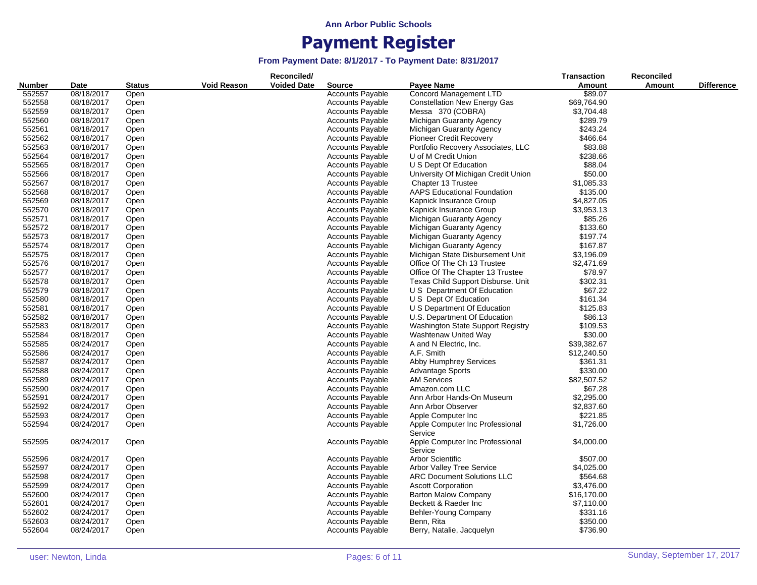**Ann Arbor Public Schools**

# Payment Register

**From Payment Date: 8/1/2017 - To Payment Date: 8/31/2017**

| Number | Date | Status | Void Reason | Reconciled/ Voided Date | Source | Payee Name | Transaction Amount | Reconciled Amount | Difference |
|---|---|---|---|---|---|---|---|---|---|
| 552557 | 08/18/2017 | Open | | | Accounts Payable | Concord Management LTD | $89.07 | | |
| 552558 | 08/18/2017 | Open | | | Accounts Payable | Constellation New Energy Gas | $69,764.90 | | |
| 552559 | 08/18/2017 | Open | | | Accounts Payable | Messa 370 (COBRA) | $3,704.48 | | |
| 552560 | 08/18/2017 | Open | | | Accounts Payable | Michigan Guaranty Agency | $289.79 | | |
| 552561 | 08/18/2017 | Open | | | Accounts Payable | Michigan Guaranty Agency | $243.24 | | |
| 552562 | 08/18/2017 | Open | | | Accounts Payable | Pioneer Credit Recovery | $466.64 | | |
| 552563 | 08/18/2017 | Open | | | Accounts Payable | Portfolio Recovery Associates, LLC | $83.88 | | |
| 552564 | 08/18/2017 | Open | | | Accounts Payable | U of M Credit Union | $238.66 | | |
| 552565 | 08/18/2017 | Open | | | Accounts Payable | U S Dept Of Education | $88.04 | | |
| 552566 | 08/18/2017 | Open | | | Accounts Payable | University Of Michigan Credit Union | $50.00 | | |
| 552567 | 08/18/2017 | Open | | | Accounts Payable | Chapter 13 Trustee | $1,085.33 | | |
| 552568 | 08/18/2017 | Open | | | Accounts Payable | AAPS Educational Foundation | $135.00 | | |
| 552569 | 08/18/2017 | Open | | | Accounts Payable | Kapnick Insurance Group | $4,827.05 | | |
| 552570 | 08/18/2017 | Open | | | Accounts Payable | Kapnick Insurance Group | $3,953.13 | | |
| 552571 | 08/18/2017 | Open | | | Accounts Payable | Michigan Guaranty Agency | $85.26 | | |
| 552572 | 08/18/2017 | Open | | | Accounts Payable | Michigan Guaranty Agency | $133.60 | | |
| 552573 | 08/18/2017 | Open | | | Accounts Payable | Michigan Guaranty Agency | $197.74 | | |
| 552574 | 08/18/2017 | Open | | | Accounts Payable | Michigan Guaranty Agency | $167.87 | | |
| 552575 | 08/18/2017 | Open | | | Accounts Payable | Michigan State Disbursement Unit | $3,196.09 | | |
| 552576 | 08/18/2017 | Open | | | Accounts Payable | Office Of The Ch 13 Trustee | $2,471.69 | | |
| 552577 | 08/18/2017 | Open | | | Accounts Payable | Office Of The Chapter 13 Trustee | $78.97 | | |
| 552578 | 08/18/2017 | Open | | | Accounts Payable | Texas Child Support Disburse. Unit | $302.31 | | |
| 552579 | 08/18/2017 | Open | | | Accounts Payable | U S Department Of Education | $67.22 | | |
| 552580 | 08/18/2017 | Open | | | Accounts Payable | U S Dept Of Education | $161.34 | | |
| 552581 | 08/18/2017 | Open | | | Accounts Payable | U S Department Of Education | $125.83 | | |
| 552582 | 08/18/2017 | Open | | | Accounts Payable | U.S. Department Of Education | $86.13 | | |
| 552583 | 08/18/2017 | Open | | | Accounts Payable | Washington State Support Registry | $109.53 | | |
| 552584 | 08/18/2017 | Open | | | Accounts Payable | Washtenaw United Way | $30.00 | | |
| 552585 | 08/24/2017 | Open | | | Accounts Payable | A and N Electric, Inc. | $39,382.67 | | |
| 552586 | 08/24/2017 | Open | | | Accounts Payable | A.F. Smith | $12,240.50 | | |
| 552587 | 08/24/2017 | Open | | | Accounts Payable | Abby Humphrey Services | $361.31 | | |
| 552588 | 08/24/2017 | Open | | | Accounts Payable | Advantage Sports | $330.00 | | |
| 552589 | 08/24/2017 | Open | | | Accounts Payable | AM Services | $82,507.52 | | |
| 552590 | 08/24/2017 | Open | | | Accounts Payable | Amazon.com LLC | $67.28 | | |
| 552591 | 08/24/2017 | Open | | | Accounts Payable | Ann Arbor Hands-On Museum | $2,295.00 | | |
| 552592 | 08/24/2017 | Open | | | Accounts Payable | Ann Arbor Observer | $2,837.60 | | |
| 552593 | 08/24/2017 | Open | | | Accounts Payable | Apple Computer Inc | $221.85 | | |
| 552594 | 08/24/2017 | Open | | | Accounts Payable | Apple Computer Inc Professional Service | $1,726.00 | | |
| 552595 | 08/24/2017 | Open | | | Accounts Payable | Apple Computer Inc Professional Service | $4,000.00 | | |
| 552596 | 08/24/2017 | Open | | | Accounts Payable | Arbor Scientific | $507.00 | | |
| 552597 | 08/24/2017 | Open | | | Accounts Payable | Arbor Valley Tree Service | $4,025.00 | | |
| 552598 | 08/24/2017 | Open | | | Accounts Payable | ARC Document Solutions LLC | $564.68 | | |
| 552599 | 08/24/2017 | Open | | | Accounts Payable | Ascott Corporation | $3,476.00 | | |
| 552600 | 08/24/2017 | Open | | | Accounts Payable | Barton Malow Company | $16,170.00 | | |
| 552601 | 08/24/2017 | Open | | | Accounts Payable | Beckett & Raeder Inc | $7,110.00 | | |
| 552602 | 08/24/2017 | Open | | | Accounts Payable | Behler-Young Company | $331.16 | | |
| 552603 | 08/24/2017 | Open | | | Accounts Payable | Benn, Rita | $350.00 | | |
| 552604 | 08/24/2017 | Open | | | Accounts Payable | Berry, Natalie, Jacquelyn | $736.90 | | |

user: Newton, Linda

Sunday, September 17, 2017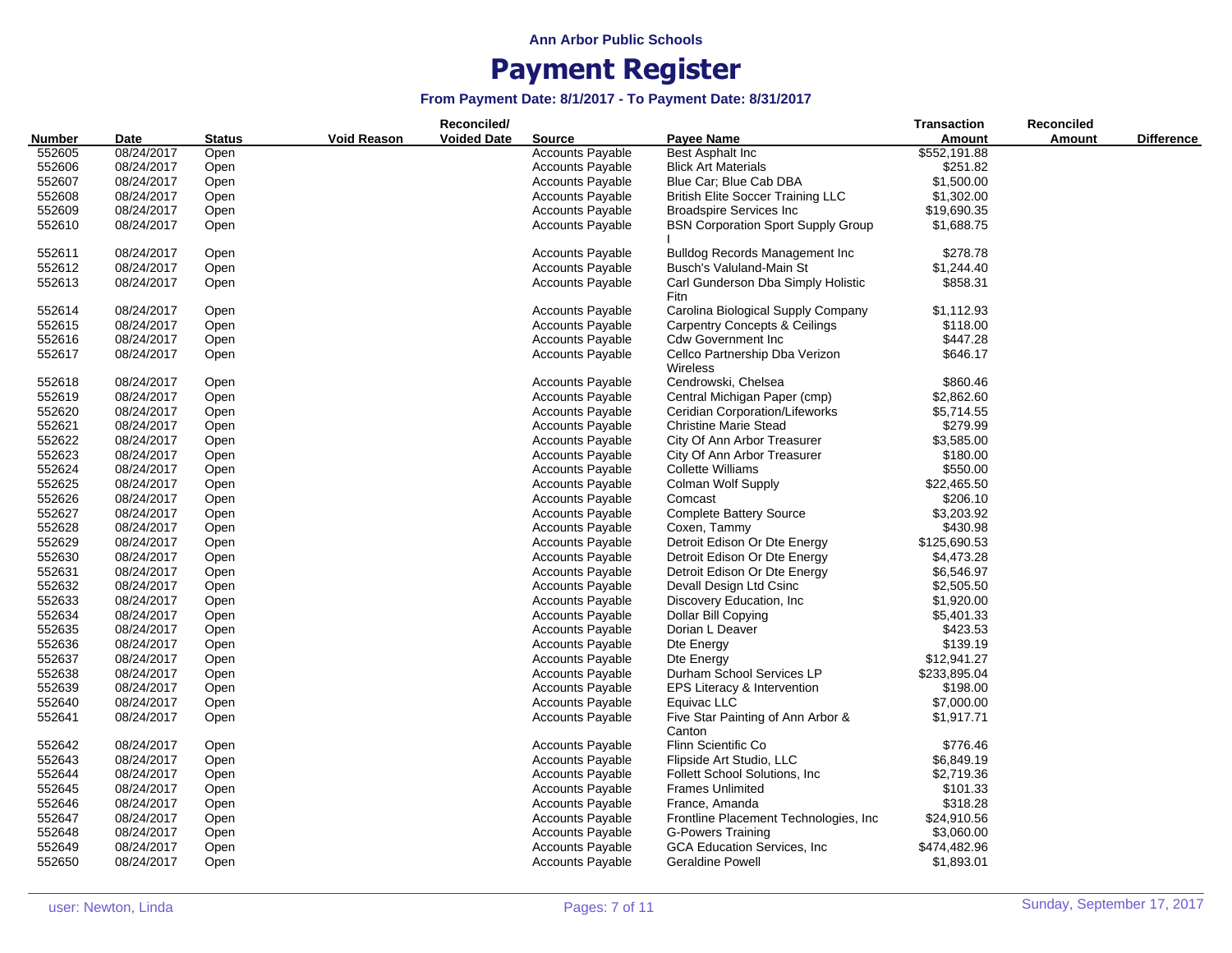Ann Arbor Public Schools

# Payment Register

### From Payment Date: 8/1/2017 - To Payment Date: 8/31/2017

| Number | Date | Status | Void Reason | Reconciled/ Voided Date | Source | Payee Name | Transaction Amount | Reconciled Amount | Difference |
|---|---|---|---|---|---|---|---|---|---|
| 552605 | 08/24/2017 | Open | | | Accounts Payable | Best Asphalt Inc | $552,191.88 | | |
| 552606 | 08/24/2017 | Open | | | Accounts Payable | Blick Art Materials | $251.82 | | |
| 552607 | 08/24/2017 | Open | | | Accounts Payable | Blue Car; Blue Cab DBA | $1,500.00 | | |
| 552608 | 08/24/2017 | Open | | | Accounts Payable | British Elite Soccer Training LLC | $1,302.00 | | |
| 552609 | 08/24/2017 | Open | | | Accounts Payable | Broadspire Services Inc | $19,690.35 | | |
| 552610 | 08/24/2017 | Open | | | Accounts Payable | BSN Corporation Sport Supply Group I | $1,688.75 | | |
| 552611 | 08/24/2017 | Open | | | Accounts Payable | Bulldog Records Management Inc | $278.78 | | |
| 552612 | 08/24/2017 | Open | | | Accounts Payable | Busch's Valuland-Main St | $1,244.40 | | |
| 552613 | 08/24/2017 | Open | | | Accounts Payable | Carl Gunderson Dba Simply Holistic Fitn | $858.31 | | |
| 552614 | 08/24/2017 | Open | | | Accounts Payable | Carolina Biological Supply Company | $1,112.93 | | |
| 552615 | 08/24/2017 | Open | | | Accounts Payable | Carpentry Concepts & Ceilings | $118.00 | | |
| 552616 | 08/24/2017 | Open | | | Accounts Payable | Cdw Government Inc | $447.28 | | |
| 552617 | 08/24/2017 | Open | | | Accounts Payable | Cellco Partnership Dba Verizon Wireless | $646.17 | | |
| 552618 | 08/24/2017 | Open | | | Accounts Payable | Cendrowski, Chelsea | $860.46 | | |
| 552619 | 08/24/2017 | Open | | | Accounts Payable | Central Michigan Paper (cmp) | $2,862.60 | | |
| 552620 | 08/24/2017 | Open | | | Accounts Payable | Ceridian Corporation/Lifeworks | $5,714.55 | | |
| 552621 | 08/24/2017 | Open | | | Accounts Payable | Christine Marie Stead | $279.99 | | |
| 552622 | 08/24/2017 | Open | | | Accounts Payable | City Of Ann Arbor Treasurer | $3,585.00 | | |
| 552623 | 08/24/2017 | Open | | | Accounts Payable | City Of Ann Arbor Treasurer | $180.00 | | |
| 552624 | 08/24/2017 | Open | | | Accounts Payable | Collette Williams | $550.00 | | |
| 552625 | 08/24/2017 | Open | | | Accounts Payable | Colman Wolf Supply | $22,465.50 | | |
| 552626 | 08/24/2017 | Open | | | Accounts Payable | Comcast | $206.10 | | |
| 552627 | 08/24/2017 | Open | | | Accounts Payable | Complete Battery Source | $3,203.92 | | |
| 552628 | 08/24/2017 | Open | | | Accounts Payable | Coxen, Tammy | $430.98 | | |
| 552629 | 08/24/2017 | Open | | | Accounts Payable | Detroit Edison Or Dte Energy | $125,690.53 | | |
| 552630 | 08/24/2017 | Open | | | Accounts Payable | Detroit Edison Or Dte Energy | $4,473.28 | | |
| 552631 | 08/24/2017 | Open | | | Accounts Payable | Detroit Edison Or Dte Energy | $6,546.97 | | |
| 552632 | 08/24/2017 | Open | | | Accounts Payable | Devall Design Ltd Csinc | $2,505.50 | | |
| 552633 | 08/24/2017 | Open | | | Accounts Payable | Discovery Education, Inc | $1,920.00 | | |
| 552634 | 08/24/2017 | Open | | | Accounts Payable | Dollar Bill Copying | $5,401.33 | | |
| 552635 | 08/24/2017 | Open | | | Accounts Payable | Dorian L Deaver | $423.53 | | |
| 552636 | 08/24/2017 | Open | | | Accounts Payable | Dte Energy | $139.19 | | |
| 552637 | 08/24/2017 | Open | | | Accounts Payable | Dte Energy | $12,941.27 | | |
| 552638 | 08/24/2017 | Open | | | Accounts Payable | Durham School Services LP | $233,895.04 | | |
| 552639 | 08/24/2017 | Open | | | Accounts Payable | EPS Literacy & Intervention | $198.00 | | |
| 552640 | 08/24/2017 | Open | | | Accounts Payable | Equivac LLC | $7,000.00 | | |
| 552641 | 08/24/2017 | Open | | | Accounts Payable | Five Star Painting of Ann Arbor & Canton | $1,917.71 | | |
| 552642 | 08/24/2017 | Open | | | Accounts Payable | Flinn Scientific Co | $776.46 | | |
| 552643 | 08/24/2017 | Open | | | Accounts Payable | Flipside Art Studio, LLC | $6,849.19 | | |
| 552644 | 08/24/2017 | Open | | | Accounts Payable | Follett School Solutions, Inc | $2,719.36 | | |
| 552645 | 08/24/2017 | Open | | | Accounts Payable | Frames Unlimited | $101.33 | | |
| 552646 | 08/24/2017 | Open | | | Accounts Payable | France, Amanda | $318.28 | | |
| 552647 | 08/24/2017 | Open | | | Accounts Payable | Frontline Placement Technologies, Inc | $24,910.56 | | |
| 552648 | 08/24/2017 | Open | | | Accounts Payable | G-Powers Training | $3,060.00 | | |
| 552649 | 08/24/2017 | Open | | | Accounts Payable | GCA Education Services, Inc | $474,482.96 | | |
| 552650 | 08/24/2017 | Open | | | Accounts Payable | Geraldine Powell | $1,893.01 | | |

user: Newton, Linda — Sunday, September 17, 2017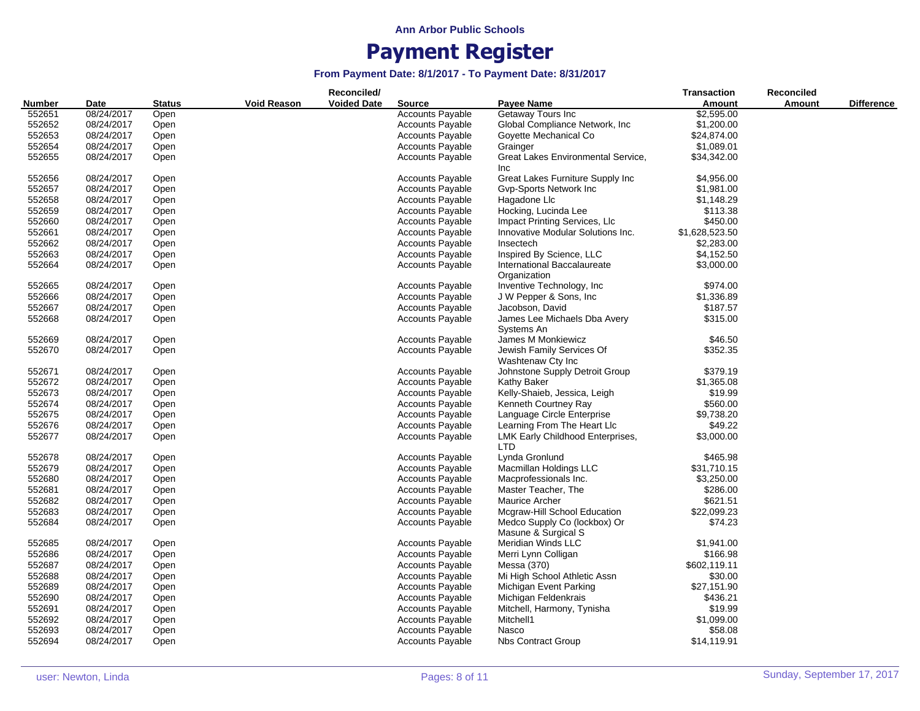**Ann Arbor Public Schools**

# Payment Register

### From Payment Date: 8/1/2017 - To Payment Date: 8/31/2017

| Number | Date | Status | Void Reason | Reconciled/ Voided Date | Source | Payee Name | Transaction Amount | Reconciled Amount | Difference |
|---|---|---|---|---|---|---|---|---|---|
| 552651 | 08/24/2017 | Open | | | Accounts Payable | Getaway Tours Inc | $2,595.00 | | |
| 552652 | 08/24/2017 | Open | | | Accounts Payable | Global Compliance Network, Inc | $1,200.00 | | |
| 552653 | 08/24/2017 | Open | | | Accounts Payable | Goyette Mechanical Co | $24,874.00 | | |
| 552654 | 08/24/2017 | Open | | | Accounts Payable | Grainger | $1,089.01 | | |
| 552655 | 08/24/2017 | Open | | | Accounts Payable | Great Lakes Environmental Service, Inc | $34,342.00 | | |
| 552656 | 08/24/2017 | Open | | | Accounts Payable | Great Lakes Furniture Supply Inc | $4,956.00 | | |
| 552657 | 08/24/2017 | Open | | | Accounts Payable | Gvp-Sports Network Inc | $1,981.00 | | |
| 552658 | 08/24/2017 | Open | | | Accounts Payable | Hagadone Llc | $1,148.29 | | |
| 552659 | 08/24/2017 | Open | | | Accounts Payable | Hocking, Lucinda Lee | $113.38 | | |
| 552660 | 08/24/2017 | Open | | | Accounts Payable | Impact Printing Services, Llc | $450.00 | | |
| 552661 | 08/24/2017 | Open | | | Accounts Payable | Innovative Modular Solutions Inc. | $1,628,523.50 | | |
| 552662 | 08/24/2017 | Open | | | Accounts Payable | Insectech | $2,283.00 | | |
| 552663 | 08/24/2017 | Open | | | Accounts Payable | Inspired By Science, LLC | $4,152.50 | | |
| 552664 | 08/24/2017 | Open | | | Accounts Payable | International Baccalaureate Organization | $3,000.00 | | |
| 552665 | 08/24/2017 | Open | | | Accounts Payable | Inventive Technology, Inc | $974.00 | | |
| 552666 | 08/24/2017 | Open | | | Accounts Payable | J W Pepper & Sons, Inc | $1,336.89 | | |
| 552667 | 08/24/2017 | Open | | | Accounts Payable | Jacobson, David | $187.57 | | |
| 552668 | 08/24/2017 | Open | | | Accounts Payable | James Lee Michaels Dba Avery Systems An | $315.00 | | |
| 552669 | 08/24/2017 | Open | | | Accounts Payable | James M Monkiewicz | $46.50 | | |
| 552670 | 08/24/2017 | Open | | | Accounts Payable | Jewish Family Services Of Washtenaw Cty Inc | $352.35 | | |
| 552671 | 08/24/2017 | Open | | | Accounts Payable | Johnstone Supply Detroit Group | $379.19 | | |
| 552672 | 08/24/2017 | Open | | | Accounts Payable | Kathy Baker | $1,365.08 | | |
| 552673 | 08/24/2017 | Open | | | Accounts Payable | Kelly-Shaieb, Jessica, Leigh | $19.99 | | |
| 552674 | 08/24/2017 | Open | | | Accounts Payable | Kenneth Courtney Ray | $560.00 | | |
| 552675 | 08/24/2017 | Open | | | Accounts Payable | Language Circle Enterprise | $9,738.20 | | |
| 552676 | 08/24/2017 | Open | | | Accounts Payable | Learning From The Heart Llc | $49.22 | | |
| 552677 | 08/24/2017 | Open | | | Accounts Payable | LMK Early Childhood Enterprises, LTD | $3,000.00 | | |
| 552678 | 08/24/2017 | Open | | | Accounts Payable | Lynda Gronlund | $465.98 | | |
| 552679 | 08/24/2017 | Open | | | Accounts Payable | Macmillan Holdings LLC | $31,710.15 | | |
| 552680 | 08/24/2017 | Open | | | Accounts Payable | Macprofessionals Inc. | $3,250.00 | | |
| 552681 | 08/24/2017 | Open | | | Accounts Payable | Master Teacher, The | $286.00 | | |
| 552682 | 08/24/2017 | Open | | | Accounts Payable | Maurice Archer | $621.51 | | |
| 552683 | 08/24/2017 | Open | | | Accounts Payable | Mcgraw-Hill School Education | $22,099.23 | | |
| 552684 | 08/24/2017 | Open | | | Accounts Payable | Medco Supply Co (lockbox) Or Masune & Surgical S | $74.23 | | |
| 552685 | 08/24/2017 | Open | | | Accounts Payable | Meridian Winds LLC | $1,941.00 | | |
| 552686 | 08/24/2017 | Open | | | Accounts Payable | Merri Lynn Colligan | $166.98 | | |
| 552687 | 08/24/2017 | Open | | | Accounts Payable | Messa (370) | $602,119.11 | | |
| 552688 | 08/24/2017 | Open | | | Accounts Payable | Mi High School Athletic Assn | $30.00 | | |
| 552689 | 08/24/2017 | Open | | | Accounts Payable | Michigan Event Parking | $27,151.90 | | |
| 552690 | 08/24/2017 | Open | | | Accounts Payable | Michigan Feldenkrais | $436.21 | | |
| 552691 | 08/24/2017 | Open | | | Accounts Payable | Mitchell, Harmony, Tynisha | $19.99 | | |
| 552692 | 08/24/2017 | Open | | | Accounts Payable | Mitchell1 | $1,099.00 | | |
| 552693 | 08/24/2017 | Open | | | Accounts Payable | Nasco | $58.08 | | |
| 552694 | 08/24/2017 | Open | | | Accounts Payable | Nbs Contract Group | $14,119.91 | | |

user: Newton, Linda

Sunday, September 17, 2017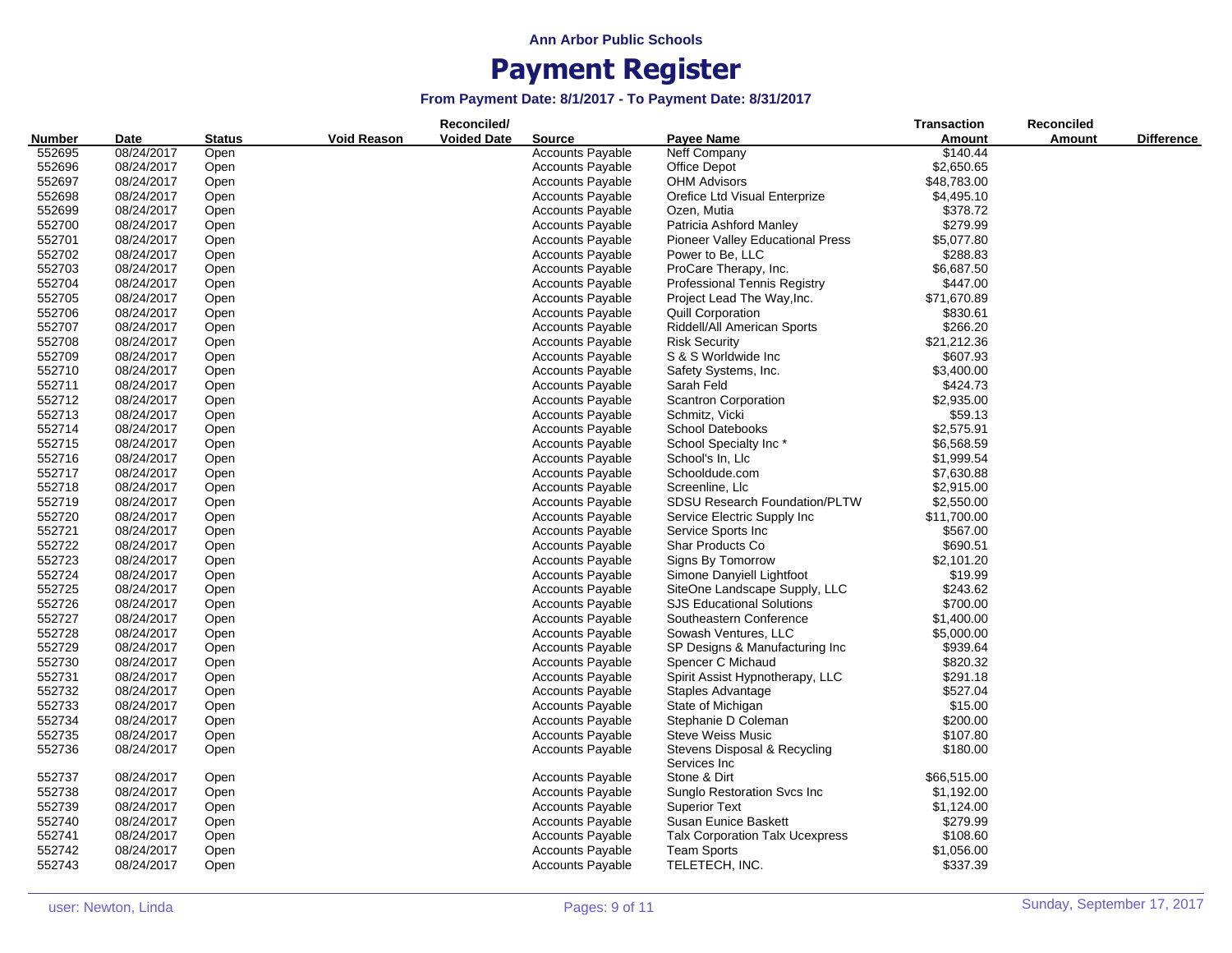Ann Arbor Public Schools

# Payment Register

**From Payment Date: 8/1/2017 - To Payment Date: 8/31/2017**

| Number | Date | Status | Void Reason | Reconciled/ Voided Date | Source | Payee Name | Transaction Amount | Reconciled Amount | Difference |
|---|---|---|---|---|---|---|---|---|---|
| 552695 | 08/24/2017 | Open | | | Accounts Payable | Neff Company | $140.44 | | |
| 552696 | 08/24/2017 | Open | | | Accounts Payable | Office Depot | $2,650.65 | | |
| 552697 | 08/24/2017 | Open | | | Accounts Payable | OHM Advisors | $48,783.00 | | |
| 552698 | 08/24/2017 | Open | | | Accounts Payable | Orefice Ltd Visual Enterprize | $4,495.10 | | |
| 552699 | 08/24/2017 | Open | | | Accounts Payable | Ozen, Mutia | $378.72 | | |
| 552700 | 08/24/2017 | Open | | | Accounts Payable | Patricia Ashford Manley | $279.99 | | |
| 552701 | 08/24/2017 | Open | | | Accounts Payable | Pioneer Valley Educational Press | $5,077.80 | | |
| 552702 | 08/24/2017 | Open | | | Accounts Payable | Power to Be, LLC | $288.83 | | |
| 552703 | 08/24/2017 | Open | | | Accounts Payable | ProCare Therapy, Inc. | $6,687.50 | | |
| 552704 | 08/24/2017 | Open | | | Accounts Payable | Professional Tennis Registry | $447.00 | | |
| 552705 | 08/24/2017 | Open | | | Accounts Payable | Project Lead The Way,Inc. | $71,670.89 | | |
| 552706 | 08/24/2017 | Open | | | Accounts Payable | Quill Corporation | $830.61 | | |
| 552707 | 08/24/2017 | Open | | | Accounts Payable | Riddell/All American Sports | $266.20 | | |
| 552708 | 08/24/2017 | Open | | | Accounts Payable | Risk Security | $21,212.36 | | |
| 552709 | 08/24/2017 | Open | | | Accounts Payable | S & S Worldwide Inc | $607.93 | | |
| 552710 | 08/24/2017 | Open | | | Accounts Payable | Safety Systems, Inc. | $3,400.00 | | |
| 552711 | 08/24/2017 | Open | | | Accounts Payable | Sarah Feld | $424.73 | | |
| 552712 | 08/24/2017 | Open | | | Accounts Payable | Scantron Corporation | $2,935.00 | | |
| 552713 | 08/24/2017 | Open | | | Accounts Payable | Schmitz, Vicki | $59.13 | | |
| 552714 | 08/24/2017 | Open | | | Accounts Payable | School Datebooks | $2,575.91 | | |
| 552715 | 08/24/2017 | Open | | | Accounts Payable | School Specialty Inc * | $6,568.59 | | |
| 552716 | 08/24/2017 | Open | | | Accounts Payable | School's In, Llc | $1,999.54 | | |
| 552717 | 08/24/2017 | Open | | | Accounts Payable | Schooldude.com | $7,630.88 | | |
| 552718 | 08/24/2017 | Open | | | Accounts Payable | Screenline, Llc | $2,915.00 | | |
| 552719 | 08/24/2017 | Open | | | Accounts Payable | SDSU Research Foundation/PLTW | $2,550.00 | | |
| 552720 | 08/24/2017 | Open | | | Accounts Payable | Service Electric Supply Inc | $11,700.00 | | |
| 552721 | 08/24/2017 | Open | | | Accounts Payable | Service Sports Inc | $567.00 | | |
| 552722 | 08/24/2017 | Open | | | Accounts Payable | Shar Products Co | $690.51 | | |
| 552723 | 08/24/2017 | Open | | | Accounts Payable | Signs By Tomorrow | $2,101.20 | | |
| 552724 | 08/24/2017 | Open | | | Accounts Payable | Simone Danyiell Lightfoot | $19.99 | | |
| 552725 | 08/24/2017 | Open | | | Accounts Payable | SiteOne Landscape Supply, LLC | $243.62 | | |
| 552726 | 08/24/2017 | Open | | | Accounts Payable | SJS Educational Solutions | $700.00 | | |
| 552727 | 08/24/2017 | Open | | | Accounts Payable | Southeastern Conference | $1,400.00 | | |
| 552728 | 08/24/2017 | Open | | | Accounts Payable | Sowash Ventures, LLC | $5,000.00 | | |
| 552729 | 08/24/2017 | Open | | | Accounts Payable | SP Designs & Manufacturing Inc | $939.64 | | |
| 552730 | 08/24/2017 | Open | | | Accounts Payable | Spencer C Michaud | $820.32 | | |
| 552731 | 08/24/2017 | Open | | | Accounts Payable | Spirit Assist Hypnotherapy, LLC | $291.18 | | |
| 552732 | 08/24/2017 | Open | | | Accounts Payable | Staples Advantage | $527.04 | | |
| 552733 | 08/24/2017 | Open | | | Accounts Payable | State of Michigan | $15.00 | | |
| 552734 | 08/24/2017 | Open | | | Accounts Payable | Stephanie D Coleman | $200.00 | | |
| 552735 | 08/24/2017 | Open | | | Accounts Payable | Steve Weiss Music | $107.80 | | |
| 552736 | 08/24/2017 | Open | | | Accounts Payable | Stevens Disposal & Recycling Services Inc | $180.00 | | |
| 552737 | 08/24/2017 | Open | | | Accounts Payable | Stone & Dirt | $66,515.00 | | |
| 552738 | 08/24/2017 | Open | | | Accounts Payable | Sunglo Restoration Svcs Inc | $1,192.00 | | |
| 552739 | 08/24/2017 | Open | | | Accounts Payable | Superior Text | $1,124.00 | | |
| 552740 | 08/24/2017 | Open | | | Accounts Payable | Susan Eunice Baskett | $279.99 | | |
| 552741 | 08/24/2017 | Open | | | Accounts Payable | Talx Corporation Talx Ucexpress | $108.60 | | |
| 552742 | 08/24/2017 | Open | | | Accounts Payable | Team Sports | $1,056.00 | | |
| 552743 | 08/24/2017 | Open | | | Accounts Payable | TELETECH, INC. | $337.39 | | |

user: Newton, Linda

Sunday, September 17, 2017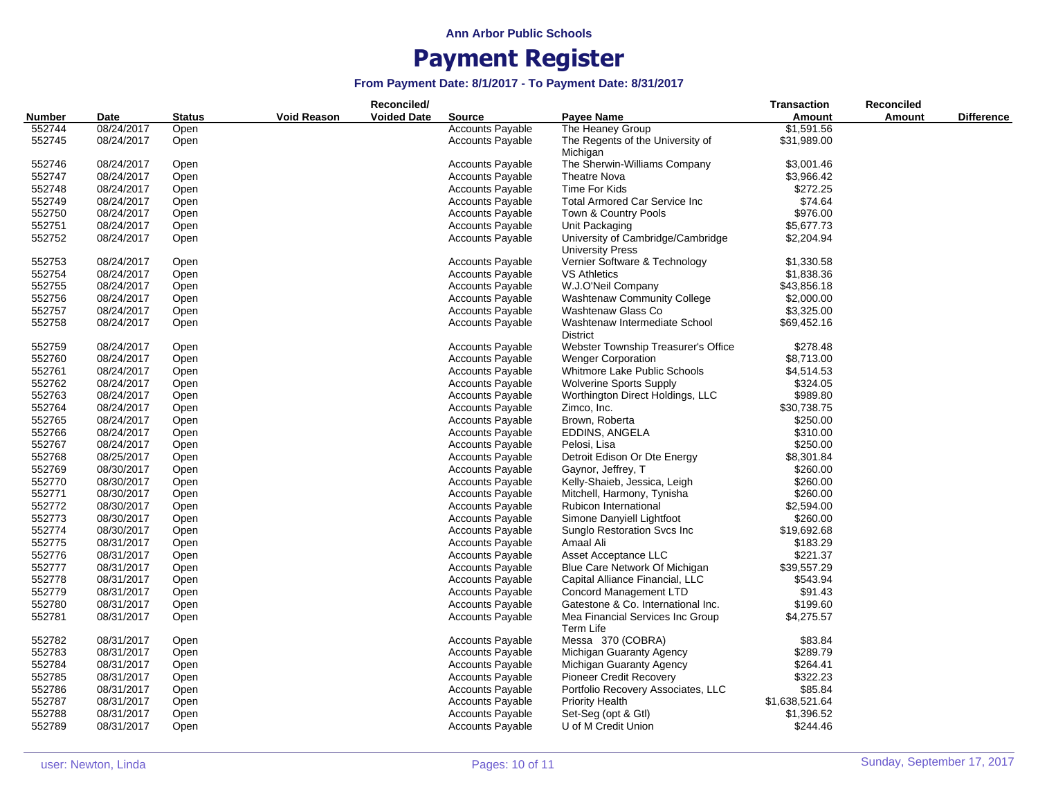**Ann Arbor Public Schools**

# Payment Register

### From Payment Date: 8/1/2017 - To Payment Date: 8/31/2017

| Number | Date | Status | Void Reason | Reconciled/ Voided Date | Source | Payee Name | Transaction Amount | Reconciled Amount | Difference |
|---|---|---|---|---|---|---|---|---|---|
| 552744 | 08/24/2017 | Open | | | Accounts Payable | The Heaney Group | $1,591.56 | | |
| 552745 | 08/24/2017 | Open | | | Accounts Payable | The Regents of the University of Michigan | $31,989.00 | | |
| 552746 | 08/24/2017 | Open | | | Accounts Payable | The Sherwin-Williams Company | $3,001.46 | | |
| 552747 | 08/24/2017 | Open | | | Accounts Payable | Theatre Nova | $3,966.42 | | |
| 552748 | 08/24/2017 | Open | | | Accounts Payable | Time For Kids | $272.25 | | |
| 552749 | 08/24/2017 | Open | | | Accounts Payable | Total Armored Car Service Inc | $74.64 | | |
| 552750 | 08/24/2017 | Open | | | Accounts Payable | Town & Country Pools | $976.00 | | |
| 552751 | 08/24/2017 | Open | | | Accounts Payable | Unit Packaging | $5,677.73 | | |
| 552752 | 08/24/2017 | Open | | | Accounts Payable | University of Cambridge/Cambridge University Press | $2,204.94 | | |
| 552753 | 08/24/2017 | Open | | | Accounts Payable | Vernier Software & Technology | $1,330.58 | | |
| 552754 | 08/24/2017 | Open | | | Accounts Payable | VS Athletics | $1,838.36 | | |
| 552755 | 08/24/2017 | Open | | | Accounts Payable | W.J.O'Neil Company | $43,856.18 | | |
| 552756 | 08/24/2017 | Open | | | Accounts Payable | Washtenaw Community College | $2,000.00 | | |
| 552757 | 08/24/2017 | Open | | | Accounts Payable | Washtenaw Glass Co | $3,325.00 | | |
| 552758 | 08/24/2017 | Open | | | Accounts Payable | Washtenaw Intermediate School District | $69,452.16 | | |
| 552759 | 08/24/2017 | Open | | | Accounts Payable | Webster Township Treasurer's Office | $278.48 | | |
| 552760 | 08/24/2017 | Open | | | Accounts Payable | Wenger Corporation | $8,713.00 | | |
| 552761 | 08/24/2017 | Open | | | Accounts Payable | Whitmore Lake Public Schools | $4,514.53 | | |
| 552762 | 08/24/2017 | Open | | | Accounts Payable | Wolverine Sports Supply | $324.05 | | |
| 552763 | 08/24/2017 | Open | | | Accounts Payable | Worthington Direct Holdings, LLC | $989.80 | | |
| 552764 | 08/24/2017 | Open | | | Accounts Payable | Zimco, Inc. | $30,738.75 | | |
| 552765 | 08/24/2017 | Open | | | Accounts Payable | Brown, Roberta | $250.00 | | |
| 552766 | 08/24/2017 | Open | | | Accounts Payable | EDDINS, ANGELA | $310.00 | | |
| 552767 | 08/24/2017 | Open | | | Accounts Payable | Pelosi, Lisa | $250.00 | | |
| 552768 | 08/25/2017 | Open | | | Accounts Payable | Detroit Edison Or Dte Energy | $8,301.84 | | |
| 552769 | 08/30/2017 | Open | | | Accounts Payable | Gaynor, Jeffrey, T | $260.00 | | |
| 552770 | 08/30/2017 | Open | | | Accounts Payable | Kelly-Shaieb, Jessica, Leigh | $260.00 | | |
| 552771 | 08/30/2017 | Open | | | Accounts Payable | Mitchell, Harmony, Tynisha | $260.00 | | |
| 552772 | 08/30/2017 | Open | | | Accounts Payable | Rubicon International | $2,594.00 | | |
| 552773 | 08/30/2017 | Open | | | Accounts Payable | Simone Danyiell Lightfoot | $260.00 | | |
| 552774 | 08/30/2017 | Open | | | Accounts Payable | Sunglo Restoration Svcs Inc | $19,692.68 | | |
| 552775 | 08/31/2017 | Open | | | Accounts Payable | Amaal Ali | $183.29 | | |
| 552776 | 08/31/2017 | Open | | | Accounts Payable | Asset Acceptance LLC | $221.37 | | |
| 552777 | 08/31/2017 | Open | | | Accounts Payable | Blue Care Network Of Michigan | $39,557.29 | | |
| 552778 | 08/31/2017 | Open | | | Accounts Payable | Capital Alliance Financial, LLC | $543.94 | | |
| 552779 | 08/31/2017 | Open | | | Accounts Payable | Concord Management LTD | $91.43 | | |
| 552780 | 08/31/2017 | Open | | | Accounts Payable | Gatestone & Co. International Inc. | $199.60 | | |
| 552781 | 08/31/2017 | Open | | | Accounts Payable | Mea Financial Services Inc Group Term Life | $4,275.57 | | |
| 552782 | 08/31/2017 | Open | | | Accounts Payable | Messa 370 (COBRA) | $83.84 | | |
| 552783 | 08/31/2017 | Open | | | Accounts Payable | Michigan Guaranty Agency | $289.79 | | |
| 552784 | 08/31/2017 | Open | | | Accounts Payable | Michigan Guaranty Agency | $264.41 | | |
| 552785 | 08/31/2017 | Open | | | Accounts Payable | Pioneer Credit Recovery | $322.23 | | |
| 552786 | 08/31/2017 | Open | | | Accounts Payable | Portfolio Recovery Associates, LLC | $85.84 | | |
| 552787 | 08/31/2017 | Open | | | Accounts Payable | Priority Health | $1,638,521.64 | | |
| 552788 | 08/31/2017 | Open | | | Accounts Payable | Set-Seg (opt & Gtl) | $1,396.52 | | |
| 552789 | 08/31/2017 | Open | | | Accounts Payable | U of M Credit Union | $244.46 | | |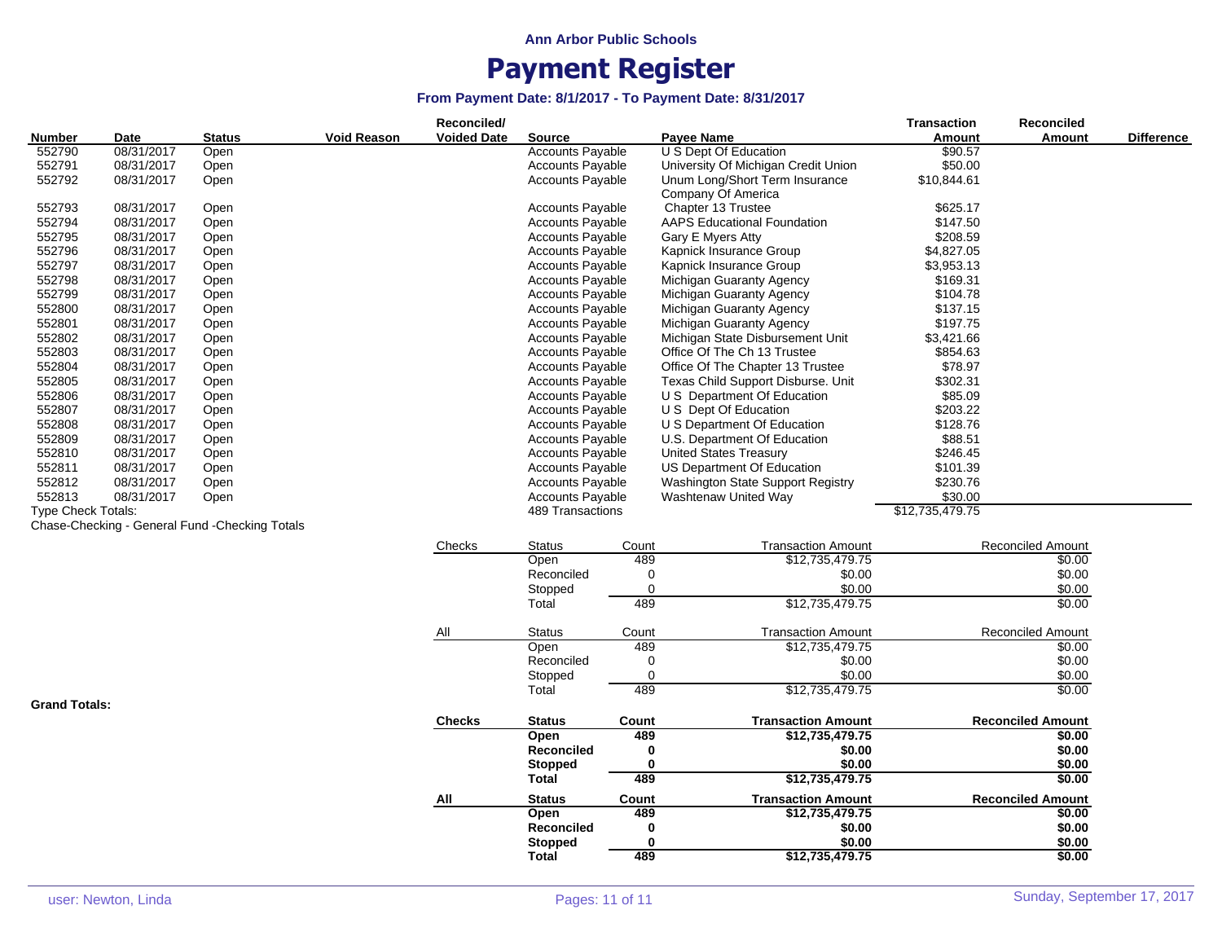Ann Arbor Public Schools

# Payment Register

### From Payment Date: 8/1/2017 - To Payment Date: 8/31/2017

| Number | Date | Status | Void Reason | Reconciled/ Voided Date | Source | Payee Name | Transaction Amount | Reconciled Amount | Difference |
|---|---|---|---|---|---|---|---|---|---|
| 552790 | 08/31/2017 | Open | | | Accounts Payable | U S Dept Of Education | $90.57 | | |
| 552791 | 08/31/2017 | Open | | | Accounts Payable | University Of Michigan Credit Union | $50.00 | | |
| 552792 | 08/31/2017 | Open | | | Accounts Payable | Unum Long/Short Term Insurance Company Of America | $10,844.61 | | |
| 552793 | 08/31/2017 | Open | | | Accounts Payable | Chapter 13 Trustee | $625.17 | | |
| 552794 | 08/31/2017 | Open | | | Accounts Payable | AAPS Educational Foundation | $147.50 | | |
| 552795 | 08/31/2017 | Open | | | Accounts Payable | Gary E Myers Atty | $208.59 | | |
| 552796 | 08/31/2017 | Open | | | Accounts Payable | Kapnick Insurance Group | $4,827.05 | | |
| 552797 | 08/31/2017 | Open | | | Accounts Payable | Kapnick Insurance Group | $3,953.13 | | |
| 552798 | 08/31/2017 | Open | | | Accounts Payable | Michigan Guaranty Agency | $169.31 | | |
| 552799 | 08/31/2017 | Open | | | Accounts Payable | Michigan Guaranty Agency | $104.78 | | |
| 552800 | 08/31/2017 | Open | | | Accounts Payable | Michigan Guaranty Agency | $137.15 | | |
| 552801 | 08/31/2017 | Open | | | Accounts Payable | Michigan Guaranty Agency | $197.75 | | |
| 552802 | 08/31/2017 | Open | | | Accounts Payable | Michigan State Disbursement Unit | $3,421.66 | | |
| 552803 | 08/31/2017 | Open | | | Accounts Payable | Office Of The Ch 13 Trustee | $854.63 | | |
| 552804 | 08/31/2017 | Open | | | Accounts Payable | Office Of The Chapter 13 Trustee | $78.97 | | |
| 552805 | 08/31/2017 | Open | | | Accounts Payable | Texas Child Support Disburse. Unit | $302.31 | | |
| 552806 | 08/31/2017 | Open | | | Accounts Payable | U S Department Of Education | $85.09 | | |
| 552807 | 08/31/2017 | Open | | | Accounts Payable | U S Dept Of Education | $203.22 | | |
| 552808 | 08/31/2017 | Open | | | Accounts Payable | U S Department Of Education | $128.76 | | |
| 552809 | 08/31/2017 | Open | | | Accounts Payable | U.S. Department Of Education | $88.51 | | |
| 552810 | 08/31/2017 | Open | | | Accounts Payable | United States Treasury | $246.45 | | |
| 552811 | 08/31/2017 | Open | | | Accounts Payable | US Department Of Education | $101.39 | | |
| 552812 | 08/31/2017 | Open | | | Accounts Payable | Washington State Support Registry | $230.76 | | |
| 552813 | 08/31/2017 | Open | | | Accounts Payable | Washtenaw United Way | $30.00 | | |
| Type Check Totals: | | | | | 489 Transactions | | $12,735,479.75 | | |

Chase-Checking - General Fund -Checking Totals

| | Status | Count | Transaction Amount | Reconciled Amount |
|---|---|---|---|---|
| Checks | Open | 489 | $12,735,479.75 | $0.00 |
| | Reconciled | 0 | $0.00 | $0.00 |
| | Stopped | 0 | $0.00 | $0.00 |
| | Total | 489 | $12,735,479.75 | $0.00 |
| All | Open | 489 | $12,735,479.75 | $0.00 |
| | Reconciled | 0 | $0.00 | $0.00 |
| | Stopped | 0 | $0.00 | $0.00 |
| | Total | 489 | $12,735,479.75 | $0.00 |

**Grand Totals:**

| | **Status** | **Count** | **Transaction Amount** | **Reconciled Amount** |
|---|---|---|---|---|
| **Checks** | **Open** | **489** | **$12,735,479.75** | **$0.00** |
| | **Reconciled** | **0** | **$0.00** | **$0.00** |
| | **Stopped** | **0** | **$0.00** | **$0.00** |
| | **Total** | **489** | **$12,735,479.75** | **$0.00** |
| **All** | **Open** | **489** | **$12,735,479.75** | **$0.00** |
| | **Reconciled** | **0** | **$0.00** | **$0.00** |
| | **Stopped** | **0** | **$0.00** | **$0.00** |
| | **Total** | **489** | **$12,735,479.75** | **$0.00** |

user: Newton, Linda

Sunday, September 17, 2017